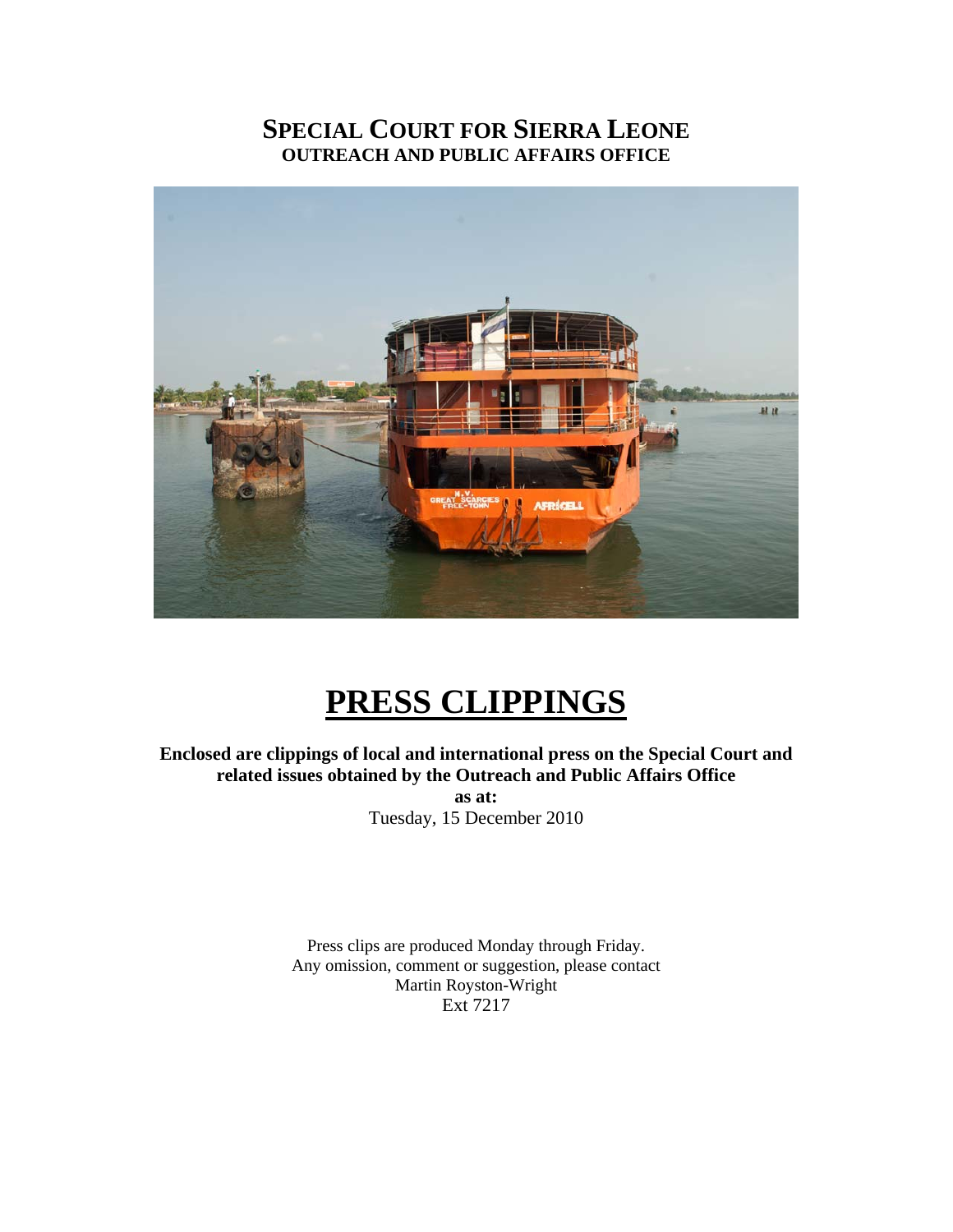# SPECIAL COURT FOR SIERRA LEONE
## OUTREACH AND PUBLIC AFFAIRS OFFICE

# PRESS CLIPPINGS

**Enclosed are clippings of local and international press on the Special Court and related issues obtained by the Outreach and Public Affairs Office**

**as at:**

Tuesday, 15 December 2010

Press clips are produced Monday through Friday.
Any omission, comment or suggestion, please contact
Martin Royston-Wright
Ext 7217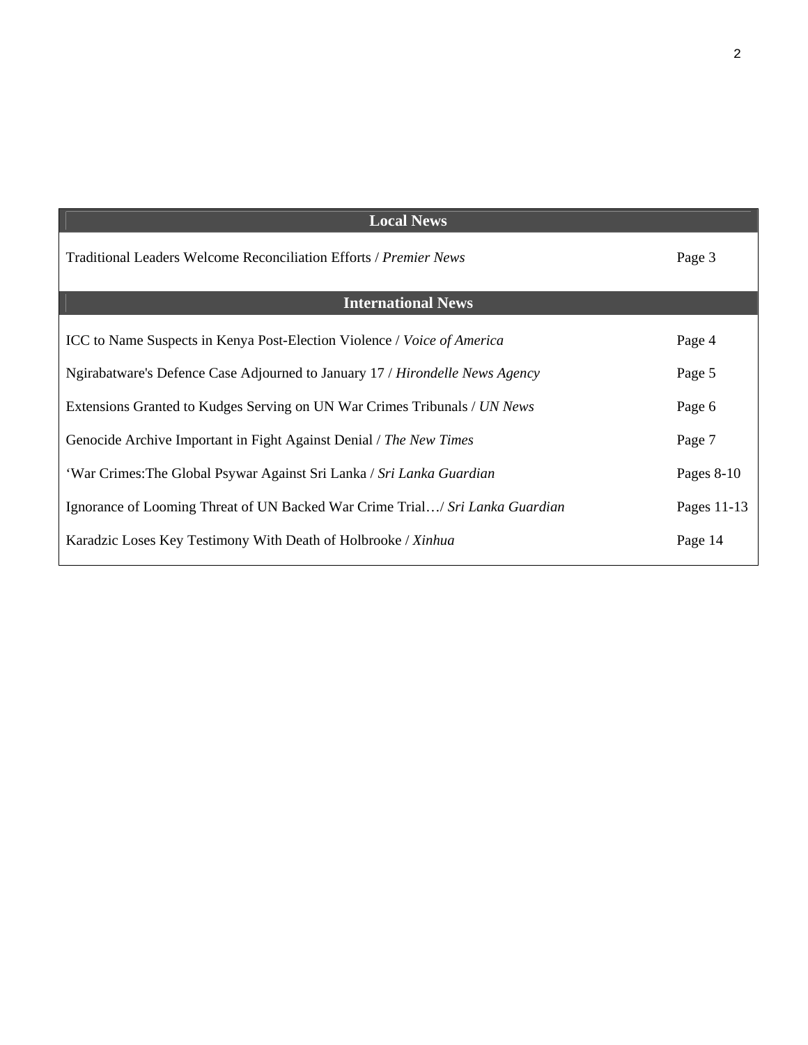| Local News | |
|---|---|
| Traditional Leaders Welcome Reconciliation Efforts / *Premier News* | Page 3 |

| International News | |
|---|---|
| ICC to Name Suspects in Kenya Post-Election Violence / *Voice of America* | Page 4 |
| Ngirabatware's Defence Case Adjourned to January 17 / *Hirondelle News Agency* | Page 5 |
| Extensions Granted to Kudges Serving on UN War Crimes Tribunals / *UN News* | Page 6 |
| Genocide Archive Important in Fight Against Denial / *The New Times* | Page 7 |
| 'War Crimes:The Global Psywar Against Sri Lanka / *Sri Lanka Guardian* | Pages 8-10 |
| Ignorance of Looming Threat of UN Backed War Crime Trial…/ *Sri Lanka Guardian* | Pages 11-13 |
| Karadzic Loses Key Testimony With Death of Holbrooke / *Xinhua* | Page 14 |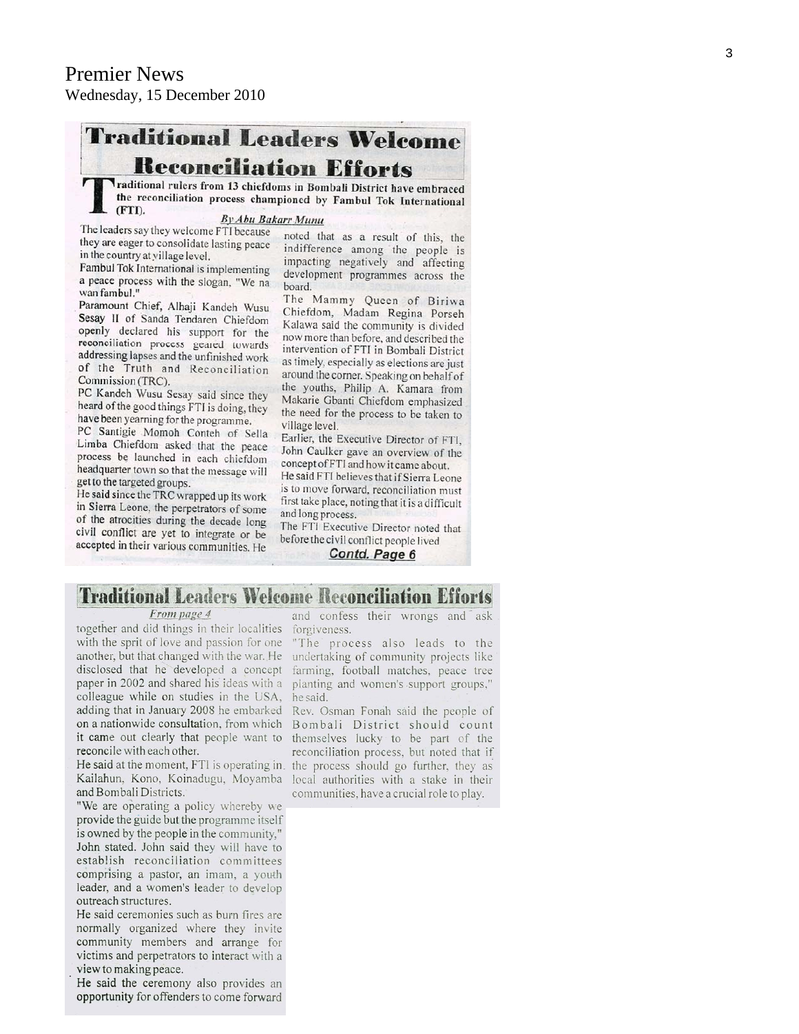# Premier News

Wednesday, 15 December 2010

## Traditional Leaders Welcome Reconciliation Efforts

**Traditional rulers from 13 chiefdoms in Bombali District have embraced the reconciliation process championed by Fambul Tok International (FTI).**

*By Abu Bakarr Munu*

The leaders say they welcome FTI because they are eager to consolidate lasting peace in the country at village level.

Fambul Tok International is implementing a peace process with the slogan, "We na wan fambul."

Paramount Chief, Alhaji Kandeh Wusu Sesay II of Sanda Tendaren Chiefdom openly declared his support for the reconciliation process geared towards addressing lapses and the unfinished work of the Truth and Reconciliation Commission (TRC).

PC Kandeh Wusu Sesay said since they heard of the good things FTI is doing, they have been yearning for the programme.

PC Santigie Momoh Conteh of Sella Limba Chiefdom asked that the peace process be launched in each chiefdom headquarter town so that the message will get to the targeted groups.

He said since the TRC wrapped up its work in Sierra Leone, the perpetrators of some of the atrocities during the decade long civil conflict are yet to integrate or be accepted in their various communities. He noted that as a result of this, the indifference among the people is impacting negatively and affecting development programmes across the board.

The Mammy Queen of Biriwa Chiefdom, Madam Regina Porseh Kalawa said the community is divided now more than before, and described the intervention of FTI in Bombali District as timely, especially as elections are just around the corner. Speaking on behalf of the youths, Philip A. Kamara from Makarie Gbanti Chiefdom emphasized the need for the process to be taken to village level.

Earlier, the Executive Director of FTI, John Caulker gave an overview of the concept of FTI and how it came about.

He said FTI believes that if Sierra Leone is to move forward, reconciliation must first take place, noting that it is a difficult and long process.

The FTI Executive Director noted that before the civil conflict people lived

**Contd. Page 6**

## Traditional Leaders Welcome Reconciliation Efforts

*From page 4*

together and did things in their localities with the sprit of love and passion for one another, but that changed with the war. He disclosed that he developed a concept paper in 2002 and shared his ideas with a colleague while on studies in the USA, adding that in January 2008 he embarked on a nationwide consultation, from which it came out clearly that people want to reconcile with each other.

He said at the moment, FTI is operating in Kailahun, Kono, Koinadugu, Moyamba and Bombali Districts.

"We are operating a policy whereby we provide the guide but the programme itself is owned by the people in the community," John stated. John said they will have to establish reconciliation committees comprising a pastor, an imam, a youth leader, and a women's leader to develop outreach structures.

He said ceremonies such as burn fires are normally organized where they invite community members and arrange for victims and perpetrators to interact with a view to making peace.

He said the ceremony also provides an opportunity for offenders to come forward and confess their wrongs and ask forgiveness.

"The process also leads to the undertaking of community projects like farming, football matches, peace tree planting and women's support groups," he said.

Rev. Osman Fonah said the people of Bombali District should count themselves lucky to be part of the reconciliation process, but noted that if the process should go further, they as local authorities with a stake in their communities, have a crucial role to play.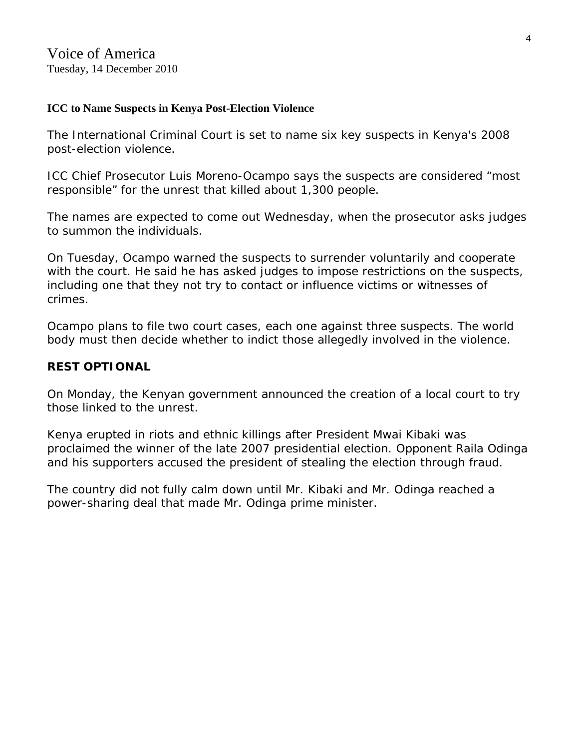Voice of America
Tuesday, 14 December 2010

**ICC to Name Suspects in Kenya Post-Election Violence**

The International Criminal Court is set to name six key suspects in Kenya's 2008 post-election violence.

ICC Chief Prosecutor Luis Moreno-Ocampo says the suspects are considered “most responsible” for the unrest that killed about 1,300 people.

The names are expected to come out Wednesday, when the prosecutor asks judges to summon the individuals.

On Tuesday, Ocampo warned the suspects to surrender voluntarily and cooperate with the court. He said he has asked judges to impose restrictions on the suspects, including one that they not try to contact or influence victims or witnesses of crimes.

Ocampo plans to file two court cases, each one against three suspects. The world body must then decide whether to indict those allegedly involved in the violence.

**REST OPTIONAL**

On Monday, the Kenyan government announced the creation of a local court to try those linked to the unrest.

Kenya erupted in riots and ethnic killings after President Mwai Kibaki was proclaimed the winner of the late 2007 presidential election. Opponent Raila Odinga and his supporters accused the president of stealing the election through fraud.

The country did not fully calm down until Mr. Kibaki and Mr. Odinga reached a power-sharing deal that made Mr. Odinga prime minister.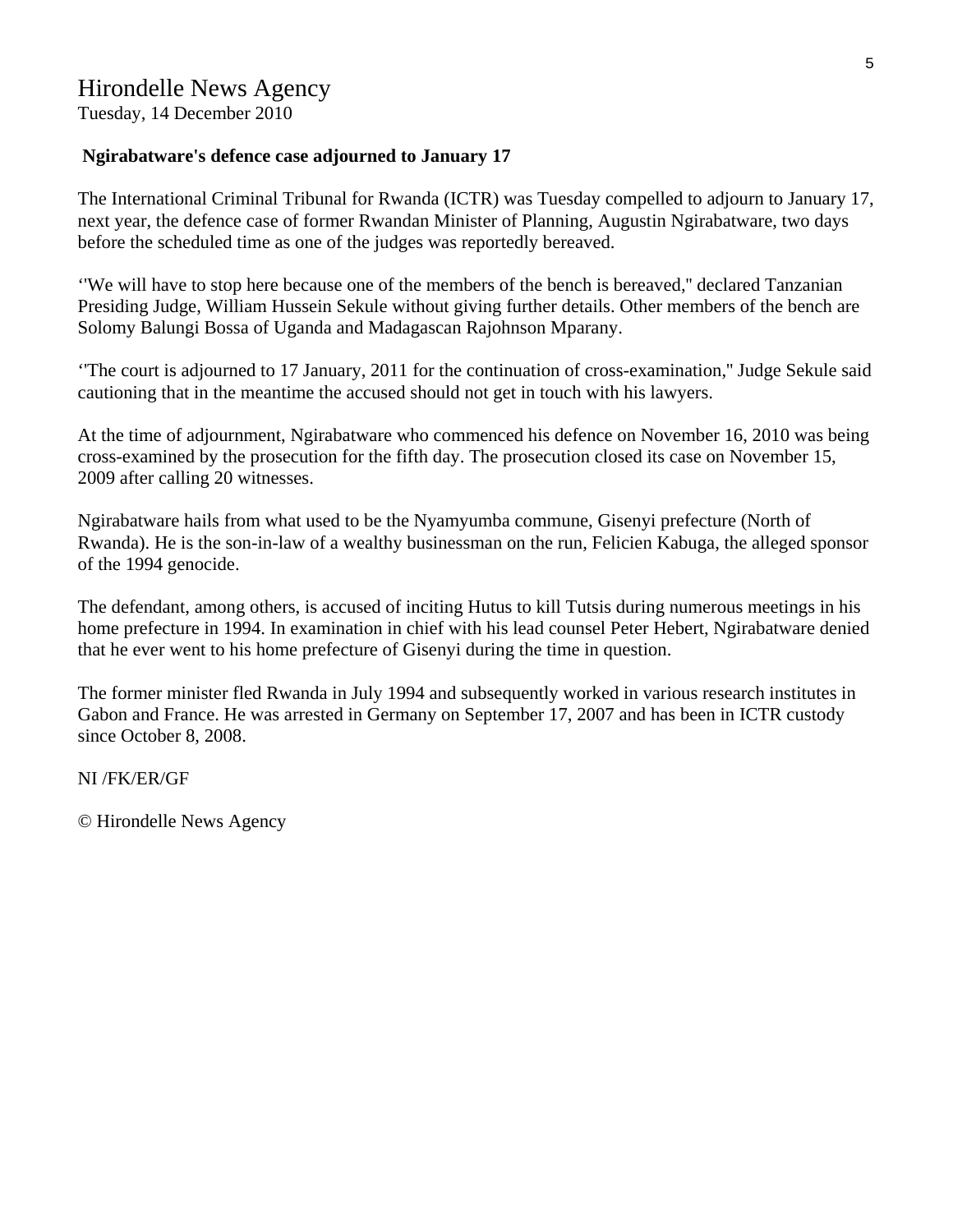# Hirondelle News Agency

Tuesday, 14 December 2010

**Ngirabatware's defence case adjourned to January 17**

The International Criminal Tribunal for Rwanda (ICTR) was Tuesday compelled to adjourn to January 17, next year, the defence case of former Rwandan Minister of Planning, Augustin Ngirabatware, two days before the scheduled time as one of the judges was reportedly bereaved.

‘'We will have to stop here because one of the members of the bench is bereaved," declared Tanzanian Presiding Judge, William Hussein Sekule without giving further details. Other members of the bench are Solomy Balungi Bossa of Uganda and Madagascan Rajohnson Mparany.

‘'The court is adjourned to 17 January, 2011 for the continuation of cross-examination," Judge Sekule said cautioning that in the meantime the accused should not get in touch with his lawyers.

At the time of adjournment, Ngirabatware who commenced his defence on November 16, 2010 was being cross-examined by the prosecution for the fifth day. The prosecution closed its case on November 15, 2009 after calling 20 witnesses.

Ngirabatware hails from what used to be the Nyamyumba commune, Gisenyi prefecture (North of Rwanda). He is the son-in-law of a wealthy businessman on the run, Felicien Kabuga, the alleged sponsor of the 1994 genocide.

The defendant, among others, is accused of inciting Hutus to kill Tutsis during numerous meetings in his home prefecture in 1994. In examination in chief with his lead counsel Peter Hebert, Ngirabatware denied that he ever went to his home prefecture of Gisenyi during the time in question.

The former minister fled Rwanda in July 1994 and subsequently worked in various research institutes in Gabon and France. He was arrested in Germany on September 17, 2007 and has been in ICTR custody since October 8, 2008.

NI /FK/ER/GF

© Hirondelle News Agency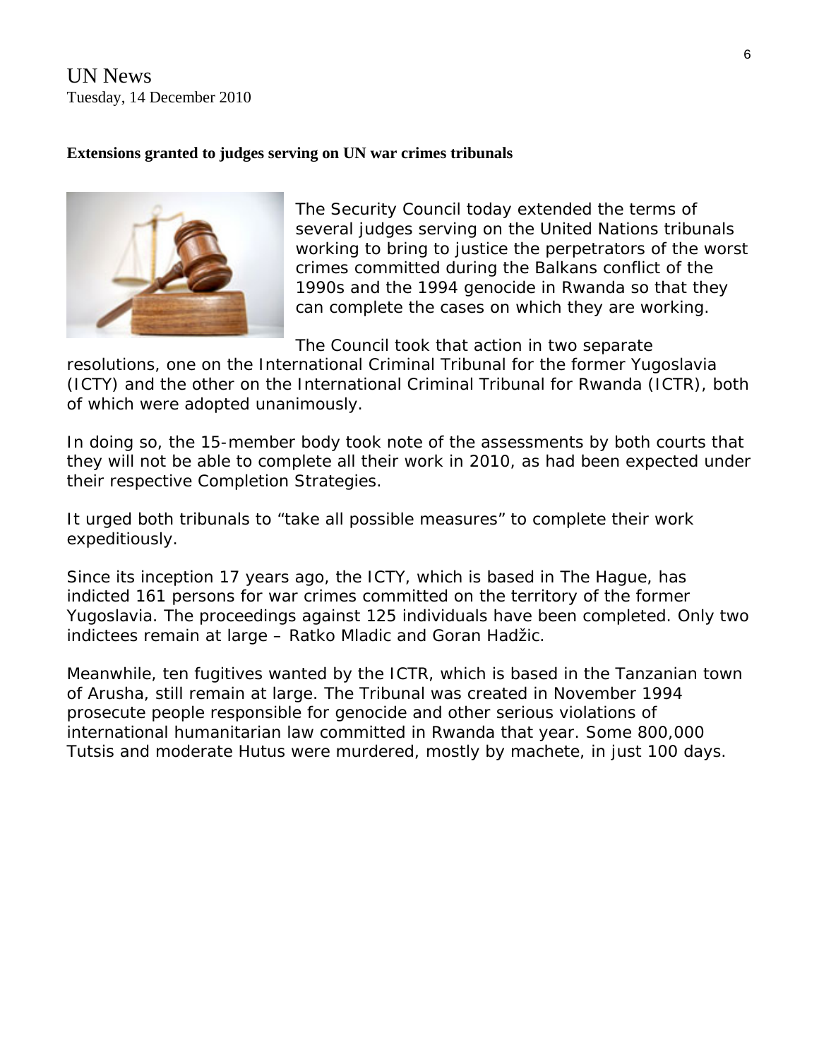UN News
Tuesday, 14 December 2010

**Extensions granted to judges serving on UN war crimes tribunals**

The Security Council today extended the terms of several judges serving on the United Nations tribunals working to bring to justice the perpetrators of the worst crimes committed during the Balkans conflict of the 1990s and the 1994 genocide in Rwanda so that they can complete the cases on which they are working.

The Council took that action in two separate resolutions, one on the International Criminal Tribunal for the former Yugoslavia (ICTY) and the other on the International Criminal Tribunal for Rwanda (ICTR), both of which were adopted unanimously.

In doing so, the 15-member body took note of the assessments by both courts that they will not be able to complete all their work in 2010, as had been expected under their respective Completion Strategies.

It urged both tribunals to "take all possible measures" to complete their work expeditiously.

Since its inception 17 years ago, the ICTY, which is based in The Hague, has indicted 161 persons for war crimes committed on the territory of the former Yugoslavia. The proceedings against 125 individuals have been completed. Only two indictees remain at large – Ratko Mladic and Goran Hadžic.

Meanwhile, ten fugitives wanted by the ICTR, which is based in the Tanzanian town of Arusha, still remain at large. The Tribunal was created in November 1994 prosecute people responsible for genocide and other serious violations of international humanitarian law committed in Rwanda that year. Some 800,000 Tutsis and moderate Hutus were murdered, mostly by machete, in just 100 days.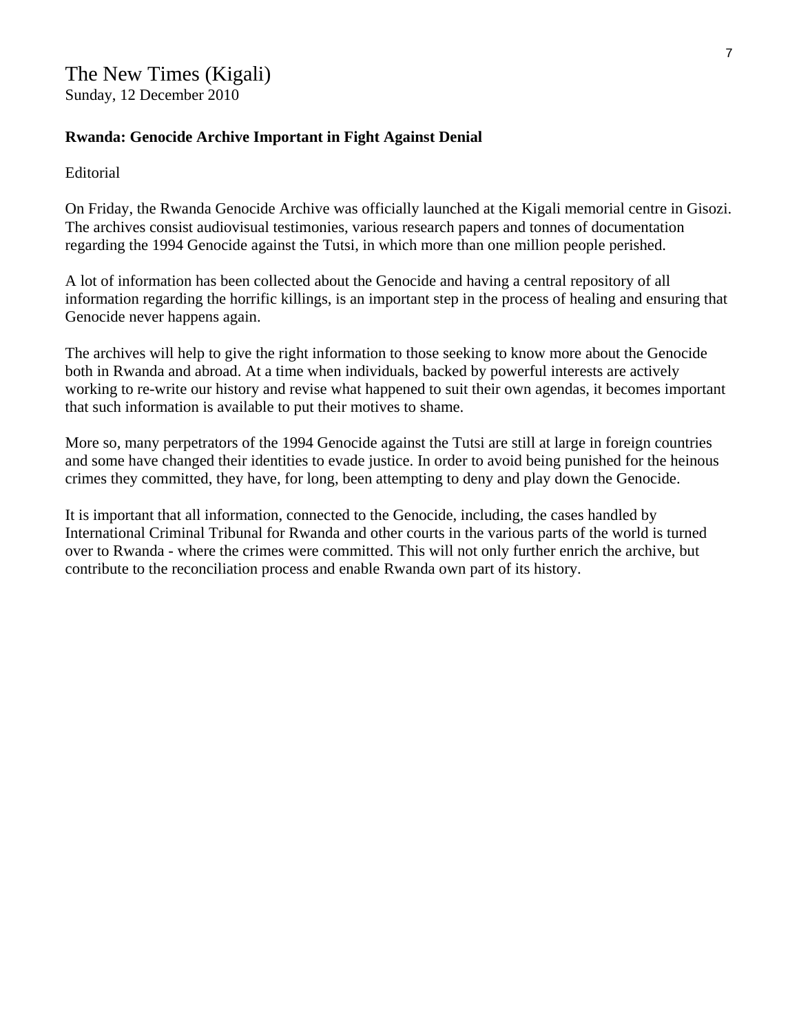The New Times (Kigali)
Sunday, 12 December 2010

## Rwanda: Genocide Archive Important in Fight Against Denial

Editorial

On Friday, the Rwanda Genocide Archive was officially launched at the Kigali memorial centre in Gisozi. The archives consist audiovisual testimonies, various research papers and tonnes of documentation regarding the 1994 Genocide against the Tutsi, in which more than one million people perished.

A lot of information has been collected about the Genocide and having a central repository of all information regarding the horrific killings, is an important step in the process of healing and ensuring that Genocide never happens again.

The archives will help to give the right information to those seeking to know more about the Genocide both in Rwanda and abroad. At a time when individuals, backed by powerful interests are actively working to re-write our history and revise what happened to suit their own agendas, it becomes important that such information is available to put their motives to shame.

More so, many perpetrators of the 1994 Genocide against the Tutsi are still at large in foreign countries and some have changed their identities to evade justice. In order to avoid being punished for the heinous crimes they committed, they have, for long, been attempting to deny and play down the Genocide.

It is important that all information, connected to the Genocide, including, the cases handled by International Criminal Tribunal for Rwanda and other courts in the various parts of the world is turned over to Rwanda - where the crimes were committed. This will not only further enrich the archive, but contribute to the reconciliation process and enable Rwanda own part of its history.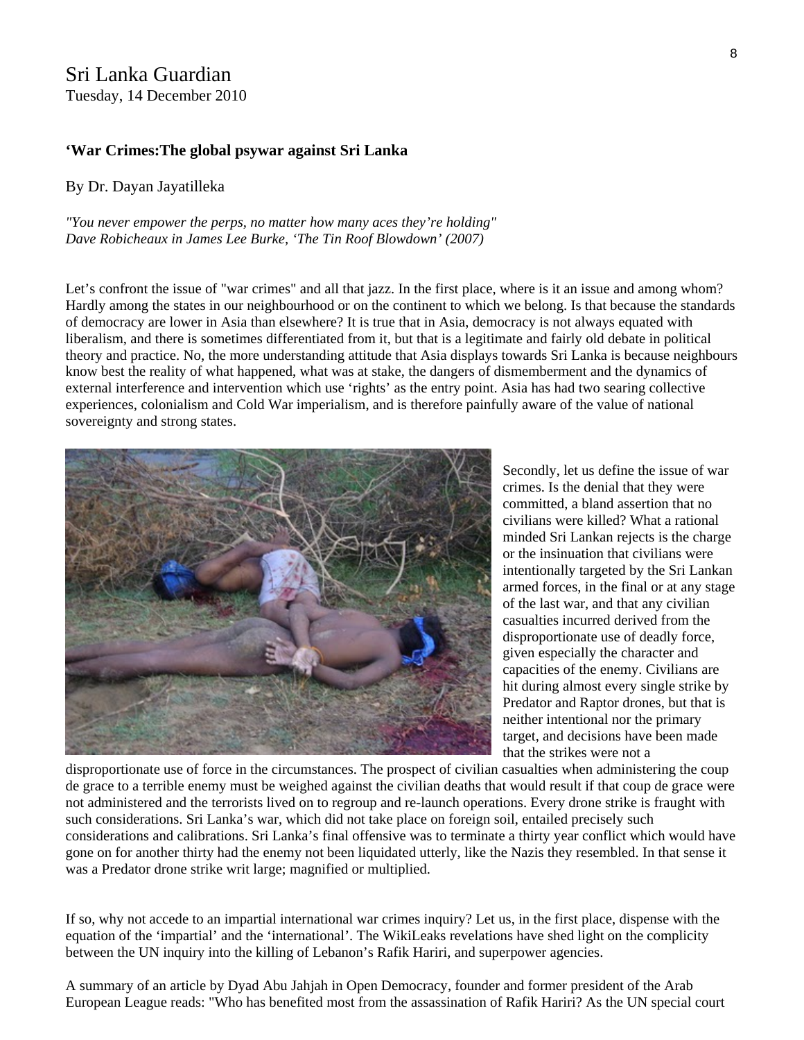Sri Lanka Guardian
Tuesday, 14 December 2010

**'War Crimes:The global psywar against Sri Lanka**

By Dr. Dayan Jayatilleka

*"You never empower the perps, no matter how many aces they're holding"*
*Dave Robicheaux in James Lee Burke, 'The Tin Roof Blowdown' (2007)*

Let's confront the issue of "war crimes" and all that jazz. In the first place, where is it an issue and among whom? Hardly among the states in our neighbourhood or on the continent to which we belong. Is that because the standards of democracy are lower in Asia than elsewhere? It is true that in Asia, democracy is not always equated with liberalism, and there is sometimes differentiated from it, but that is a legitimate and fairly old debate in political theory and practice. No, the more understanding attitude that Asia displays towards Sri Lanka is because neighbours know best the reality of what happened, what was at stake, the dangers of dismemberment and the dynamics of external interference and intervention which use 'rights' as the entry point. Asia has had two searing collective experiences, colonialism and Cold War imperialism, and is therefore painfully aware of the value of national sovereignty and strong states.

Secondly, let us define the issue of war crimes. Is the denial that they were committed, a bland assertion that no civilians were killed? What a rational minded Sri Lankan rejects is the charge or the insinuation that civilians were intentionally targeted by the Sri Lankan armed forces, in the final or at any stage of the last war, and that any civilian casualties incurred derived from the disproportionate use of deadly force, given especially the character and capacities of the enemy. Civilians are hit during almost every single strike by Predator and Raptor drones, but that is neither intentional nor the primary target, and decisions have been made that the strikes were not a disproportionate use of force in the circumstances. The prospect of civilian casualties when administering the coup de grace to a terrible enemy must be weighed against the civilian deaths that would result if that coup de grace were not administered and the terrorists lived on to regroup and re-launch operations. Every drone strike is fraught with such considerations. Sri Lanka's war, which did not take place on foreign soil, entailed precisely such considerations and calibrations. Sri Lanka's final offensive was to terminate a thirty year conflict which would have gone on for another thirty had the enemy not been liquidated utterly, like the Nazis they resembled. In that sense it was a Predator drone strike writ large; magnified or multiplied.

If so, why not accede to an impartial international war crimes inquiry? Let us, in the first place, dispense with the equation of the 'impartial' and the 'international'. The WikiLeaks revelations have shed light on the complicity between the UN inquiry into the killing of Lebanon's Rafik Hariri, and superpower agencies.

A summary of an article by Dyad Abu Jahjah in Open Democracy, founder and former president of the Arab European League reads: "Who has benefited most from the assassination of Rafik Hariri? As the UN special court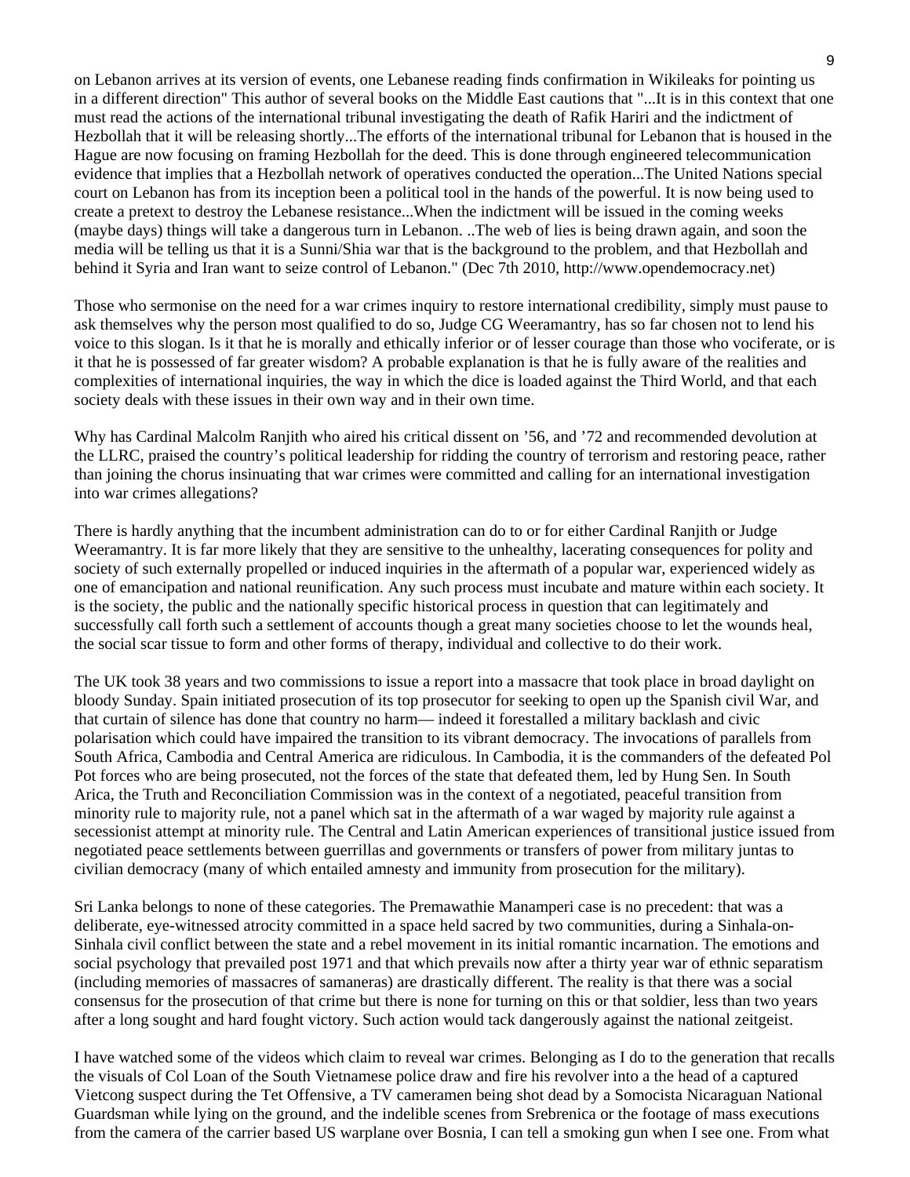on Lebanon arrives at its version of events, one Lebanese reading finds confirmation in Wikileaks for pointing us in a different direction" This author of several books on the Middle East cautions that "...It is in this context that one must read the actions of the international tribunal investigating the death of Rafik Hariri and the indictment of Hezbollah that it will be releasing shortly...The efforts of the international tribunal for Lebanon that is housed in the Hague are now focusing on framing Hezbollah for the deed. This is done through engineered telecommunication evidence that implies that a Hezbollah network of operatives conducted the operation...The United Nations special court on Lebanon has from its inception been a political tool in the hands of the powerful. It is now being used to create a pretext to destroy the Lebanese resistance...When the indictment will be issued in the coming weeks (maybe days) things will take a dangerous turn in Lebanon. ..The web of lies is being drawn again, and soon the media will be telling us that it is a Sunni/Shia war that is the background to the problem, and that Hezbollah and behind it Syria and Iran want to seize control of Lebanon." (Dec 7th 2010, http://www.opendemocracy.net)

Those who sermonise on the need for a war crimes inquiry to restore international credibility, simply must pause to ask themselves why the person most qualified to do so, Judge CG Weeramantry, has so far chosen not to lend his voice to this slogan. Is it that he is morally and ethically inferior or of lesser courage than those who vociferate, or is it that he is possessed of far greater wisdom? A probable explanation is that he is fully aware of the realities and complexities of international inquiries, the way in which the dice is loaded against the Third World, and that each society deals with these issues in their own way and in their own time.

Why has Cardinal Malcolm Ranjith who aired his critical dissent on '56, and '72 and recommended devolution at the LLRC, praised the country's political leadership for ridding the country of terrorism and restoring peace, rather than joining the chorus insinuating that war crimes were committed and calling for an international investigation into war crimes allegations?

There is hardly anything that the incumbent administration can do to or for either Cardinal Ranjith or Judge Weeramantry. It is far more likely that they are sensitive to the unhealthy, lacerating consequences for polity and society of such externally propelled or induced inquiries in the aftermath of a popular war, experienced widely as one of emancipation and national reunification. Any such process must incubate and mature within each society. It is the society, the public and the nationally specific historical process in question that can legitimately and successfully call forth such a settlement of accounts though a great many societies choose to let the wounds heal, the social scar tissue to form and other forms of therapy, individual and collective to do their work.

The UK took 38 years and two commissions to issue a report into a massacre that took place in broad daylight on bloody Sunday. Spain initiated prosecution of its top prosecutor for seeking to open up the Spanish civil War, and that curtain of silence has done that country no harm— indeed it forestalled a military backlash and civic polarisation which could have impaired the transition to its vibrant democracy. The invocations of parallels from South Africa, Cambodia and Central America are ridiculous. In Cambodia, it is the commanders of the defeated Pol Pot forces who are being prosecuted, not the forces of the state that defeated them, led by Hung Sen. In South Arica, the Truth and Reconciliation Commission was in the context of a negotiated, peaceful transition from minority rule to majority rule, not a panel which sat in the aftermath of a war waged by majority rule against a secessionist attempt at minority rule. The Central and Latin American experiences of transitional justice issued from negotiated peace settlements between guerrillas and governments or transfers of power from military juntas to civilian democracy (many of which entailed amnesty and immunity from prosecution for the military).

Sri Lanka belongs to none of these categories. The Premawathie Manamperi case is no precedent: that was a deliberate, eye-witnessed atrocity committed in a space held sacred by two communities, during a Sinhala-on-Sinhala civil conflict between the state and a rebel movement in its initial romantic incarnation. The emotions and social psychology that prevailed post 1971 and that which prevails now after a thirty year war of ethnic separatism (including memories of massacres of samaneras) are drastically different. The reality is that there was a social consensus for the prosecution of that crime but there is none for turning on this or that soldier, less than two years after a long sought and hard fought victory. Such action would tack dangerously against the national zeitgeist.

I have watched some of the videos which claim to reveal war crimes. Belonging as I do to the generation that recalls the visuals of Col Loan of the South Vietnamese police draw and fire his revolver into a the head of a captured Vietcong suspect during the Tet Offensive, a TV cameramen being shot dead by a Somocista Nicaraguan National Guardsman while lying on the ground, and the indelible scenes from Srebrenica or the footage of mass executions from the camera of the carrier based US warplane over Bosnia, I can tell a smoking gun when I see one. From what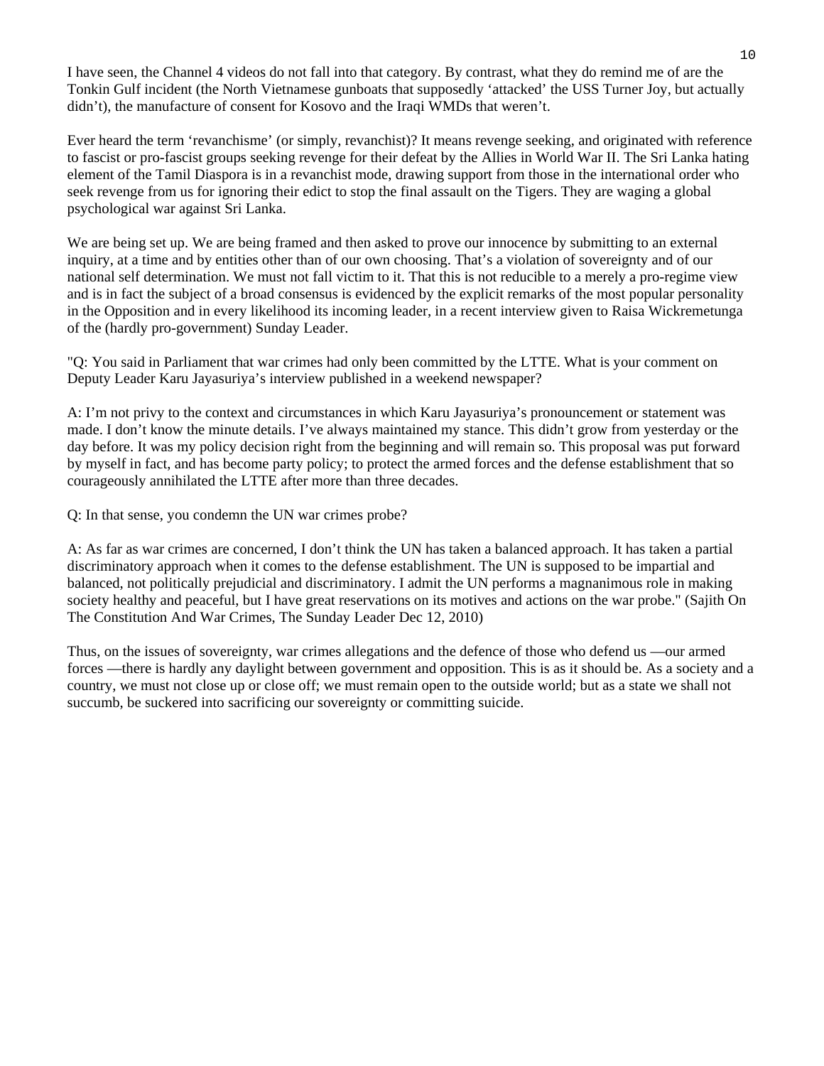I have seen, the Channel 4 videos do not fall into that category. By contrast, what they do remind me of are the Tonkin Gulf incident (the North Vietnamese gunboats that supposedly 'attacked' the USS Turner Joy, but actually didn't), the manufacture of consent for Kosovo and the Iraqi WMDs that weren't.

Ever heard the term 'revanchisme' (or simply, revanchist)? It means revenge seeking, and originated with reference to fascist or pro-fascist groups seeking revenge for their defeat by the Allies in World War II. The Sri Lanka hating element of the Tamil Diaspora is in a revanchist mode, drawing support from those in the international order who seek revenge from us for ignoring their edict to stop the final assault on the Tigers. They are waging a global psychological war against Sri Lanka.

We are being set up. We are being framed and then asked to prove our innocence by submitting to an external inquiry, at a time and by entities other than of our own choosing. That's a violation of sovereignty and of our national self determination. We must not fall victim to it. That this is not reducible to a merely a pro-regime view and is in fact the subject of a broad consensus is evidenced by the explicit remarks of the most popular personality in the Opposition and in every likelihood its incoming leader, in a recent interview given to Raisa Wickremetunga of the (hardly pro-government) Sunday Leader.

"Q: You said in Parliament that war crimes had only been committed by the LTTE. What is your comment on Deputy Leader Karu Jayasuriya's interview published in a weekend newspaper?

A: I'm not privy to the context and circumstances in which Karu Jayasuriya's pronouncement or statement was made. I don't know the minute details. I've always maintained my stance. This didn't grow from yesterday or the day before. It was my policy decision right from the beginning and will remain so. This proposal was put forward by myself in fact, and has become party policy; to protect the armed forces and the defense establishment that so courageously annihilated the LTTE after more than three decades.

Q: In that sense, you condemn the UN war crimes probe?

A: As far as war crimes are concerned, I don't think the UN has taken a balanced approach. It has taken a partial discriminatory approach when it comes to the defense establishment. The UN is supposed to be impartial and balanced, not politically prejudicial and discriminatory. I admit the UN performs a magnanimous role in making society healthy and peaceful, but I have great reservations on its motives and actions on the war probe." (Sajith On The Constitution And War Crimes, The Sunday Leader Dec 12, 2010)

Thus, on the issues of sovereignty, war crimes allegations and the defence of those who defend us —our armed forces —there is hardly any daylight between government and opposition. This is as it should be. As a society and a country, we must not close up or close off; we must remain open to the outside world; but as a state we shall not succumb, be suckered into sacrificing our sovereignty or committing suicide.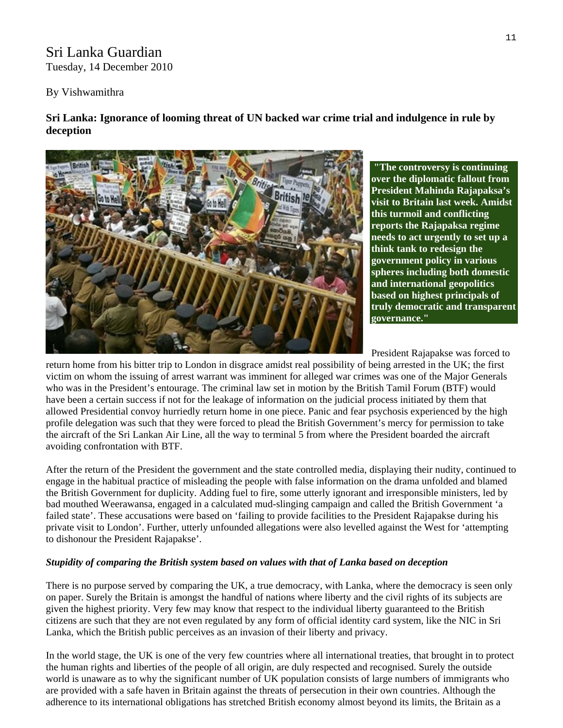Sri Lanka Guardian
Tuesday, 14 December 2010

By Vishwamithra

**Sri Lanka: Ignorance of looming threat of UN backed war crime trial and indulgence in rule by deception**

**"The controversy is continuing over the diplomatic fallout from President Mahinda Rajapaksa's visit to Britain last week. Amidst this turmoil and conflicting reports the Rajapaksa regime needs to act urgently to set up a think tank to redesign the government policy in various spheres including both domestic and international geopolitics based on highest principals of truly democratic and transparent governance."**

President Rajapakse was forced to return home from his bitter trip to London in disgrace amidst real possibility of being arrested in the UK; the first victim on whom the issuing of arrest warrant was imminent for alleged war crimes was one of the Major Generals who was in the President's entourage. The criminal law set in motion by the British Tamil Forum (BTF) would have been a certain success if not for the leakage of information on the judicial process initiated by them that allowed Presidential convoy hurriedly return home in one piece. Panic and fear psychosis experienced by the high profile delegation was such that they were forced to plead the British Government's mercy for permission to take the aircraft of the Sri Lankan Air Line, all the way to terminal 5 from where the President boarded the aircraft avoiding confrontation with BTF.

After the return of the President the government and the state controlled media, displaying their nudity, continued to engage in the habitual practice of misleading the people with false information on the drama unfolded and blamed the British Government for duplicity. Adding fuel to fire, some utterly ignorant and irresponsible ministers, led by bad mouthed Weerawansa, engaged in a calculated mud-slinging campaign and called the British Government 'a failed state'. These accusations were based on 'failing to provide facilities to the President Rajapakse during his private visit to London'. Further, utterly unfounded allegations were also levelled against the West for 'attempting to dishonour the President Rajapakse'.

***Stupidity of comparing the British system based on values with that of Lanka based on deception***

There is no purpose served by comparing the UK, a true democracy, with Lanka, where the democracy is seen only on paper. Surely the Britain is amongst the handful of nations where liberty and the civil rights of its subjects are given the highest priority. Very few may know that respect to the individual liberty guaranteed to the British citizens are such that they are not even regulated by any form of official identity card system, like the NIC in Sri Lanka, which the British public perceives as an invasion of their liberty and privacy.

In the world stage, the UK is one of the very few countries where all international treaties, that brought in to protect the human rights and liberties of the people of all origin, are duly respected and recognised. Surely the outside world is unaware as to why the significant number of UK population consists of large numbers of immigrants who are provided with a safe haven in Britain against the threats of persecution in their own countries. Although the adherence to its international obligations has stretched British economy almost beyond its limits, the Britain as a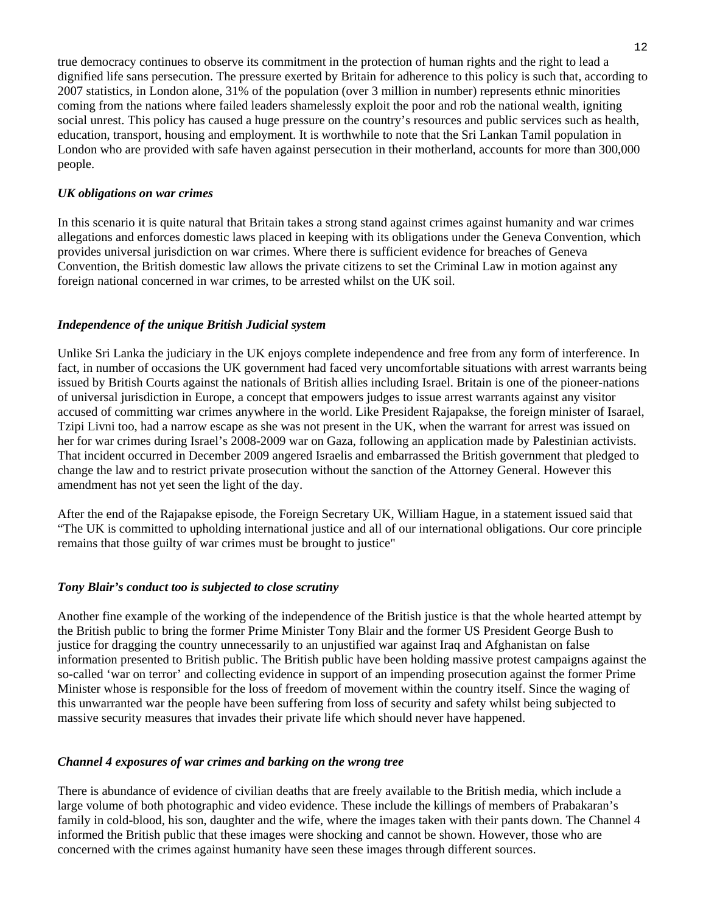true democracy continues to observe its commitment in the protection of human rights and the right to lead a dignified life sans persecution. The pressure exerted by Britain for adherence to this policy is such that, according to 2007 statistics, in London alone, 31% of the population (over 3 million in number) represents ethnic minorities coming from the nations where failed leaders shamelessly exploit the poor and rob the national wealth, igniting social unrest. This policy has caused a huge pressure on the country's resources and public services such as health, education, transport, housing and employment. It is worthwhile to note that the Sri Lankan Tamil population in London who are provided with safe haven against persecution in their motherland, accounts for more than 300,000 people.

### *UK obligations on war crimes*

In this scenario it is quite natural that Britain takes a strong stand against crimes against humanity and war crimes allegations and enforces domestic laws placed in keeping with its obligations under the Geneva Convention, which provides universal jurisdiction on war crimes. Where there is sufficient evidence for breaches of Geneva Convention, the British domestic law allows the private citizens to set the Criminal Law in motion against any foreign national concerned in war crimes, to be arrested whilst on the UK soil.

### *Independence of the unique British Judicial system*

Unlike Sri Lanka the judiciary in the UK enjoys complete independence and free from any form of interference. In fact, in number of occasions the UK government had faced very uncomfortable situations with arrest warrants being issued by British Courts against the nationals of British allies including Israel. Britain is one of the pioneer-nations of universal jurisdiction in Europe, a concept that empowers judges to issue arrest warrants against any visitor accused of committing war crimes anywhere in the world. Like President Rajapakse, the foreign minister of Isarael, Tzipi Livni too, had a narrow escape as she was not present in the UK, when the warrant for arrest was issued on her for war crimes during Israel's 2008-2009 war on Gaza, following an application made by Palestinian activists. That incident occurred in December 2009 angered Israelis and embarrassed the British government that pledged to change the law and to restrict private prosecution without the sanction of the Attorney General. However this amendment has not yet seen the light of the day.

After the end of the Rajapakse episode, the Foreign Secretary UK, William Hague, in a statement issued said that "The UK is committed to upholding international justice and all of our international obligations. Our core principle remains that those guilty of war crimes must be brought to justice"

### *Tony Blair's conduct too is subjected to close scrutiny*

Another fine example of the working of the independence of the British justice is that the whole hearted attempt by the British public to bring the former Prime Minister Tony Blair and the former US President George Bush to justice for dragging the country unnecessarily to an unjustified war against Iraq and Afghanistan on false information presented to British public. The British public have been holding massive protest campaigns against the so-called 'war on terror' and collecting evidence in support of an impending prosecution against the former Prime Minister whose is responsible for the loss of freedom of movement within the country itself. Since the waging of this unwarranted war the people have been suffering from loss of security and safety whilst being subjected to massive security measures that invades their private life which should never have happened.

### *Channel 4 exposures of war crimes and barking on the wrong tree*

There is abundance of evidence of civilian deaths that are freely available to the British media, which include a large volume of both photographic and video evidence. These include the killings of members of Prabakaran's family in cold-blood, his son, daughter and the wife, where the images taken with their pants down. The Channel 4 informed the British public that these images were shocking and cannot be shown. However, those who are concerned with the crimes against humanity have seen these images through different sources.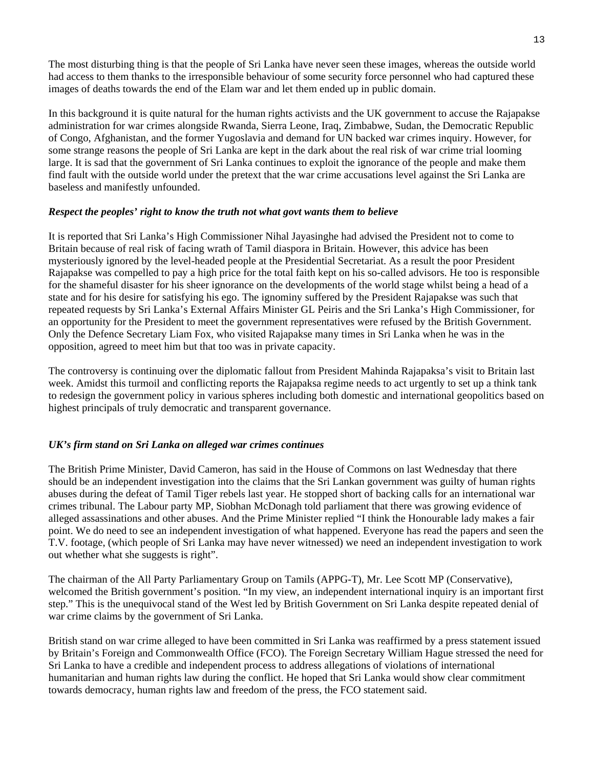The most disturbing thing is that the people of Sri Lanka have never seen these images, whereas the outside world had access to them thanks to the irresponsible behaviour of some security force personnel who had captured these images of deaths towards the end of the Elam war and let them ended up in public domain.

In this background it is quite natural for the human rights activists and the UK government to accuse the Rajapakse administration for war crimes alongside Rwanda, Sierra Leone, Iraq, Zimbabwe, Sudan, the Democratic Republic of Congo, Afghanistan, and the former Yugoslavia and demand for UN backed war crimes inquiry. However, for some strange reasons the people of Sri Lanka are kept in the dark about the real risk of war crime trial looming large. It is sad that the government of Sri Lanka continues to exploit the ignorance of the people and make them find fault with the outside world under the pretext that the war crime accusations level against the Sri Lanka are baseless and manifestly unfounded.

***Respect the peoples' right to know the truth not what govt wants them to believe***

It is reported that Sri Lanka's High Commissioner Nihal Jayasinghe had advised the President not to come to Britain because of real risk of facing wrath of Tamil diaspora in Britain. However, this advice has been mysteriously ignored by the level-headed people at the Presidential Secretariat. As a result the poor President Rajapakse was compelled to pay a high price for the total faith kept on his so-called advisors. He too is responsible for the shameful disaster for his sheer ignorance on the developments of the world stage whilst being a head of a state and for his desire for satisfying his ego. The ignominy suffered by the President Rajapakse was such that repeated requests by Sri Lanka's External Affairs Minister GL Peiris and the Sri Lanka's High Commissioner, for an opportunity for the President to meet the government representatives were refused by the British Government. Only the Defence Secretary Liam Fox, who visited Rajapakse many times in Sri Lanka when he was in the opposition, agreed to meet him but that too was in private capacity.

The controversy is continuing over the diplomatic fallout from President Mahinda Rajapaksa's visit to Britain last week. Amidst this turmoil and conflicting reports the Rajapaksa regime needs to act urgently to set up a think tank to redesign the government policy in various spheres including both domestic and international geopolitics based on highest principals of truly democratic and transparent governance.

***UK's firm stand on Sri Lanka on alleged war crimes continues***

The British Prime Minister, David Cameron, has said in the House of Commons on last Wednesday that there should be an independent investigation into the claims that the Sri Lankan government was guilty of human rights abuses during the defeat of Tamil Tiger rebels last year. He stopped short of backing calls for an international war crimes tribunal. The Labour party MP, Siobhan McDonagh told parliament that there was growing evidence of alleged assassinations and other abuses. And the Prime Minister replied "I think the Honourable lady makes a fair point. We do need to see an independent investigation of what happened. Everyone has read the papers and seen the T.V. footage, (which people of Sri Lanka may have never witnessed) we need an independent investigation to work out whether what she suggests is right".

The chairman of the All Party Parliamentary Group on Tamils (APPG-T), Mr. Lee Scott MP (Conservative), welcomed the British government's position. "In my view, an independent international inquiry is an important first step." This is the unequivocal stand of the West led by British Government on Sri Lanka despite repeated denial of war crime claims by the government of Sri Lanka.

British stand on war crime alleged to have been committed in Sri Lanka was reaffirmed by a press statement issued by Britain's Foreign and Commonwealth Office (FCO). The Foreign Secretary William Hague stressed the need for Sri Lanka to have a credible and independent process to address allegations of violations of international humanitarian and human rights law during the conflict. He hoped that Sri Lanka would show clear commitment towards democracy, human rights law and freedom of the press, the FCO statement said.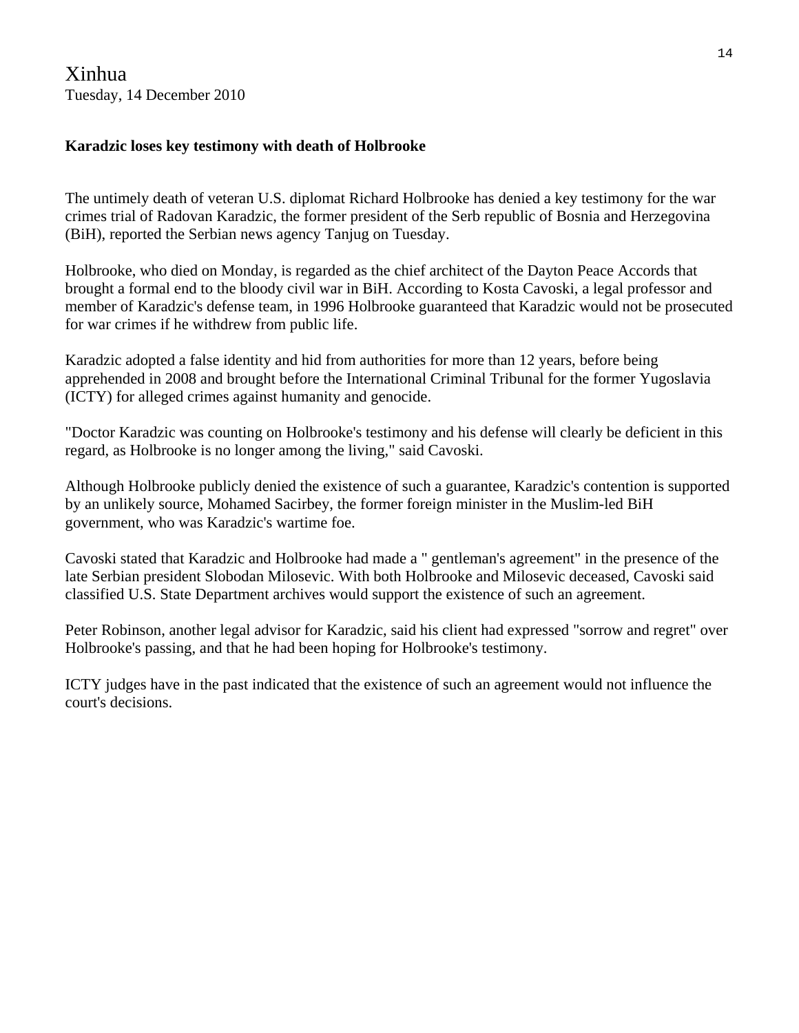Xinhua
Tuesday, 14 December 2010

**Karadzic loses key testimony with death of Holbrooke**

The untimely death of veteran U.S. diplomat Richard Holbrooke has denied a key testimony for the war crimes trial of Radovan Karadzic, the former president of the Serb republic of Bosnia and Herzegovina (BiH), reported the Serbian news agency Tanjug on Tuesday.

Holbrooke, who died on Monday, is regarded as the chief architect of the Dayton Peace Accords that brought a formal end to the bloody civil war in BiH. According to Kosta Cavoski, a legal professor and member of Karadzic's defense team, in 1996 Holbrooke guaranteed that Karadzic would not be prosecuted for war crimes if he withdrew from public life.

Karadzic adopted a false identity and hid from authorities for more than 12 years, before being apprehended in 2008 and brought before the International Criminal Tribunal for the former Yugoslavia (ICTY) for alleged crimes against humanity and genocide.

"Doctor Karadzic was counting on Holbrooke's testimony and his defense will clearly be deficient in this regard, as Holbrooke is no longer among the living," said Cavoski.

Although Holbrooke publicly denied the existence of such a guarantee, Karadzic's contention is supported by an unlikely source, Mohamed Sacirbey, the former foreign minister in the Muslim-led BiH government, who was Karadzic's wartime foe.

Cavoski stated that Karadzic and Holbrooke had made a " gentleman's agreement" in the presence of the late Serbian president Slobodan Milosevic. With both Holbrooke and Milosevic deceased, Cavoski said classified U.S. State Department archives would support the existence of such an agreement.

Peter Robinson, another legal advisor for Karadzic, said his client had expressed "sorrow and regret" over Holbrooke's passing, and that he had been hoping for Holbrooke's testimony.

ICTY judges have in the past indicated that the existence of such an agreement would not influence the court's decisions.